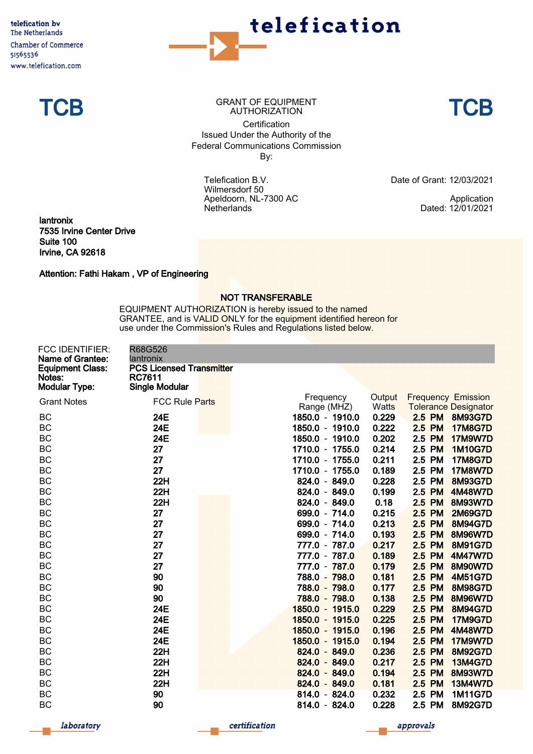telefication bv
The Netherlands
Chamber of Commerce
51565536
www.telefication.com

telefication

**TCB** GRANT OF EQUIPMENT AUTHORIZATION **TCB**

Certification
Issued Under the Authority of the
Federal Communications Commission
By:

Telefication B.V.
Wilmersdorf 50
Apeldoorn, NL-7300 AC
Netherlands

Date of Grant: 12/03/2021

Application
Dated: 12/01/2021

**lantronix**
**7535 Irvine Center Drive**
**Suite 100**
**Irvine, CA 92618**

**Attention: Fathi Hakam , VP of Engineering**

**NOT TRANSFERABLE**

EQUIPMENT AUTHORIZATION is hereby issued to the named GRANTEE, and is VALID ONLY for the equipment identified hereon for use under the Commission's Rules and Regulations listed below.

| | |
|---|---|
| FCC IDENTIFIER: | R68G526 |
| **Name of Grantee:** | lantronix |
| **Equipment Class:** | **PCS Licensed Transmitter** |
| **Notes:** | **RC7611** |
| **Modular Type:** | **Single Modular** |

| Grant Notes | FCC Rule Parts | Frequency Range (MHZ) | Output Watts | Frequency Tolerance | Emission Designator |
|---|---|---|---|---|---|
| BC | 24E | 1850.0 - 1910.0 | 0.229 | 2.5 PM | 8M93G7D |
| BC | 24E | 1850.0 - 1910.0 | 0.222 | 2.5 PM | 17M8G7D |
| BC | 24E | 1850.0 - 1910.0 | 0.202 | 2.5 PM | 17M9W7D |
| BC | 27 | 1710.0 - 1755.0 | 0.214 | 2.5 PM | 1M10G7D |
| BC | 27 | 1710.0 - 1755.0 | 0.211 | 2.5 PM | 17M8G7D |
| BC | 27 | 1710.0 - 1755.0 | 0.189 | 2.5 PM | 17M8W7D |
| BC | 22H | 824.0 - 849.0 | 0.228 | 2.5 PM | 8M93G7D |
| BC | 22H | 824.0 - 849.0 | 0.199 | 2.5 PM | 4M48W7D |
| BC | 22H | 824.0 - 849.0 | 0.18 | 2.5 PM | 8M93W7D |
| BC | 27 | 699.0 - 714.0 | 0.215 | 2.5 PM | 2M69G7D |
| BC | 27 | 699.0 - 714.0 | 0.213 | 2.5 PM | 8M94G7D |
| BC | 27 | 699.0 - 714.0 | 0.193 | 2.5 PM | 8M96W7D |
| BC | 27 | 777.0 - 787.0 | 0.217 | 2.5 PM | 8M91G7D |
| BC | 27 | 777.0 - 787.0 | 0.189 | 2.5 PM | 4M47W7D |
| BC | 27 | 777.0 - 787.0 | 0.179 | 2.5 PM | 8M90W7D |
| BC | 90 | 788.0 - 798.0 | 0.181 | 2.5 PM | 4M51G7D |
| BC | 90 | 788.0 - 798.0 | 0.177 | 2.5 PM | 8M98G7D |
| BC | 90 | 788.0 - 798.0 | 0.138 | 2.5 PM | 8M96W7D |
| BC | 24E | 1850.0 - 1915.0 | 0.229 | 2.5 PM | 8M94G7D |
| BC | 24E | 1850.0 - 1915.0 | 0.225 | 2.5 PM | 17M9G7D |
| BC | 24E | 1850.0 - 1915.0 | 0.196 | 2.5 PM | 4M48W7D |
| BC | 24E | 1850.0 - 1915.0 | 0.194 | 2.5 PM | 17M9W7D |
| BC | 22H | 824.0 - 849.0 | 0.236 | 2.5 PM | 8M92G7D |
| BC | 22H | 824.0 - 849.0 | 0.217 | 2.5 PM | 13M4G7D |
| BC | 22H | 824.0 - 849.0 | 0.194 | 2.5 PM | 8M93W7D |
| BC | 22H | 824.0 - 849.0 | 0.181 | 2.5 PM | 13M4W7D |
| BC | 90 | 814.0 - 824.0 | 0.232 | 2.5 PM | 1M11G7D |
| BC | 90 | 814.0 - 824.0 | 0.228 | 2.5 PM | 8M92G7D |

laboratory certification approvals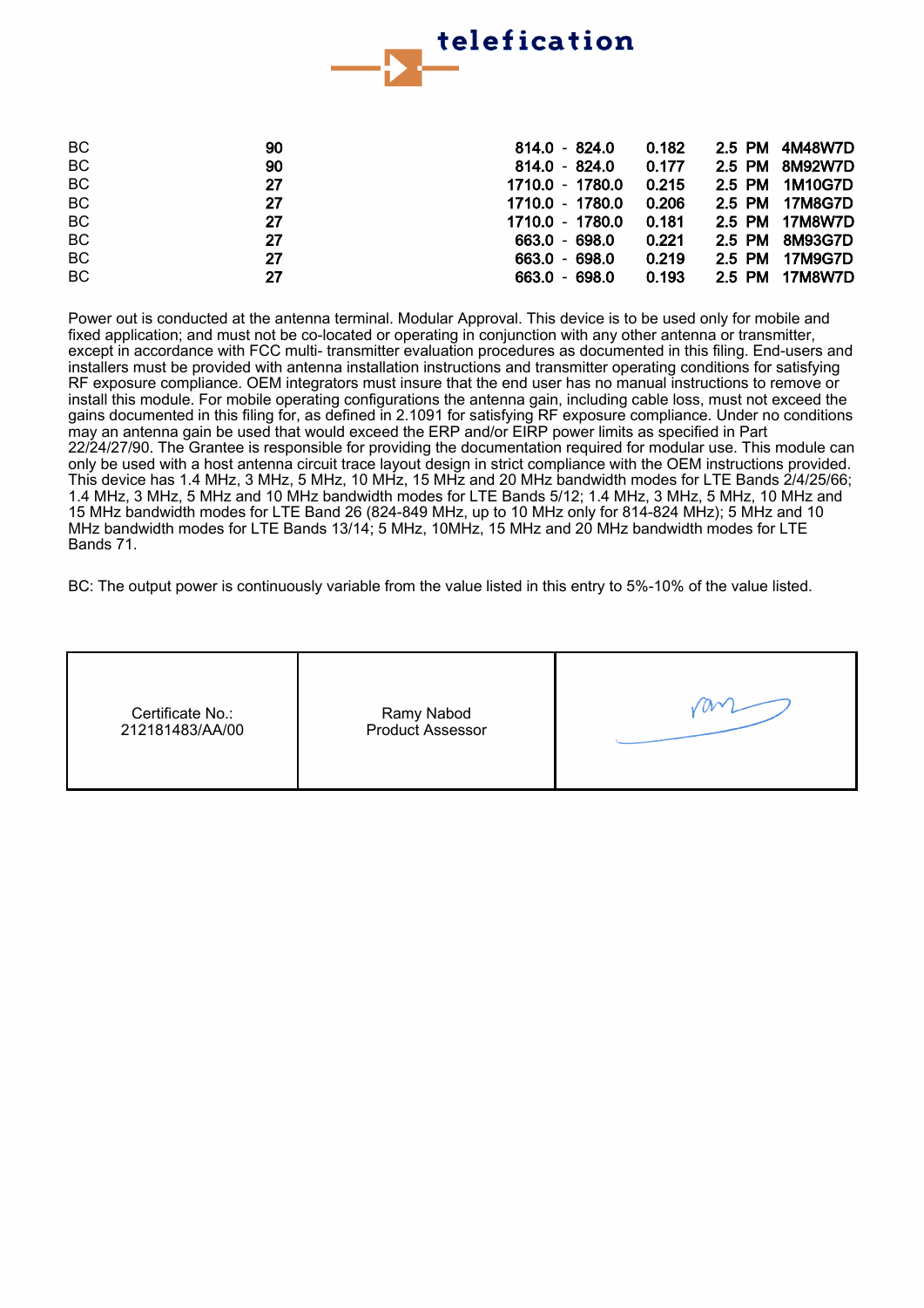| | | | | | |
|---|---|---|---|---|---|
| BC | 90 | 814.0 - 824.0 | 0.182 | 2.5 PM | 4M48W7D |
| BC | 90 | 814.0 - 824.0 | 0.177 | 2.5 PM | 8M92W7D |
| BC | 27 | 1710.0 - 1780.0 | 0.215 | 2.5 PM | 1M10G7D |
| BC | 27 | 1710.0 - 1780.0 | 0.206 | 2.5 PM | 17M8G7D |
| BC | 27 | 1710.0 - 1780.0 | 0.181 | 2.5 PM | 17M8W7D |
| BC | 27 | 663.0 - 698.0 | 0.221 | 2.5 PM | 8M93G7D |
| BC | 27 | 663.0 - 698.0 | 0.219 | 2.5 PM | 17M9G7D |
| BC | 27 | 663.0 - 698.0 | 0.193 | 2.5 PM | 17M8W7D |

Power out is conducted at the antenna terminal. Modular Approval. This device is to be used only for mobile and fixed application; and must not be co-located or operating in conjunction with any other antenna or transmitter, except in accordance with FCC multi- transmitter evaluation procedures as documented in this filing. End-users and installers must be provided with antenna installation instructions and transmitter operating conditions for satisfying RF exposure compliance. OEM integrators must insure that the end user has no manual instructions to remove or install this module. For mobile operating configurations the antenna gain, including cable loss, must not exceed the gains documented in this filing for, as defined in 2.1091 for satisfying RF exposure compliance. Under no conditions may an antenna gain be used that would exceed the ERP and/or EIRP power limits as specified in Part 22/24/27/90. The Grantee is responsible for providing the documentation required for modular use. This module can only be used with a host antenna circuit trace layout design in strict compliance with the OEM instructions provided. This device has 1.4 MHz, 3 MHz, 5 MHz, 10 MHz, 15 MHz and 20 MHz bandwidth modes for LTE Bands 2/4/25/66; 1.4 MHz, 3 MHz, 5 MHz and 10 MHz bandwidth modes for LTE Bands 5/12; 1.4 MHz, 3 MHz, 5 MHz, 10 MHz and 15 MHz bandwidth modes for LTE Band 26 (824-849 MHz, up to 10 MHz only for 814-824 MHz); 5 MHz and 10 MHz bandwidth modes for LTE Bands 13/14; 5 MHz, 10MHz, 15 MHz and 20 MHz bandwidth modes for LTE Bands 71.

BC: The output power is continuously variable from the value listed in this entry to 5%-10% of the value listed.

| | | |
|---|---|---|
| Certificate No.: 212181483/AA/00 | Ramy Nabod Product Assessor | |